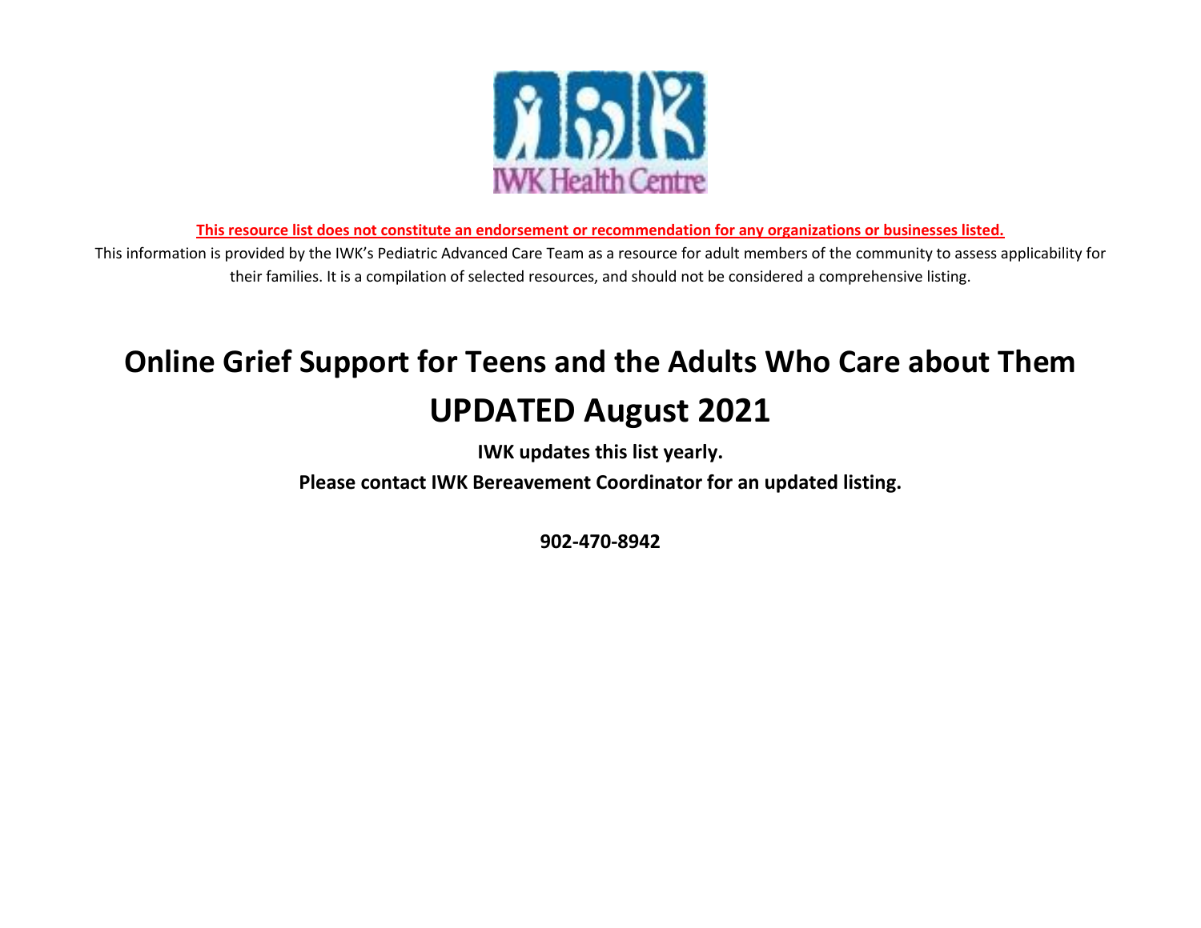IWK Health Centre

**This resource list does not constitute an endorsement or recommendation for any organizations or businesses listed.**

This information is provided by the IWK's Pediatric Advanced Care Team as a resource for adult members of the community to assess applicability for their families. It is a compilation of selected resources, and should not be considered a comprehensive listing.

# Online Grief Support for Teens and the Adults Who Care about Them UPDATED August 2021

**IWK updates this list yearly.**

**Please contact IWK Bereavement Coordinator for an updated listing.**

**902-470-8942**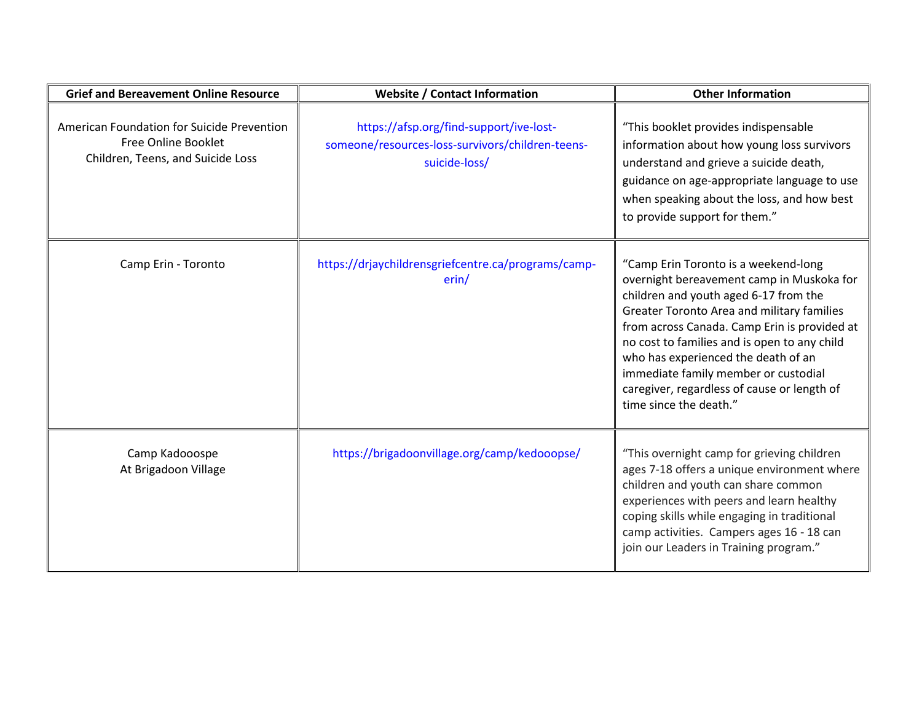| Grief and Bereavement Online Resource | Website / Contact Information | Other Information |
|---|---|---|
| American Foundation for Suicide Prevention<br>Free Online Booklet<br>Children, Teens, and Suicide Loss | https://afsp.org/find-support/ive-lost-someone/resources-loss-survivors/children-teens-suicide-loss/ | “This booklet provides indispensable information about how young loss survivors understand and grieve a suicide death, guidance on age-appropriate language to use when speaking about the loss, and how best to provide support for them.” |
| Camp Erin - Toronto | https://drjaychildrensgriefcentre.ca/programs/camp-erin/ | “Camp Erin Toronto is a weekend-long overnight bereavement camp in Muskoka for children and youth aged 6-17 from the Greater Toronto Area and military families from across Canada. Camp Erin is provided at no cost to families and is open to any child who has experienced the death of an immediate family member or custodial caregiver, regardless of cause or length of time since the death.” |
| Camp Kadooospe<br>At Brigadoon Village | https://brigadoonvillage.org/camp/kedooopse/ | “This overnight camp for grieving children ages 7-18 offers a unique environment where children and youth can share common experiences with peers and learn healthy coping skills while engaging in traditional camp activities. Campers ages 16 - 18 can join our Leaders in Training program.” |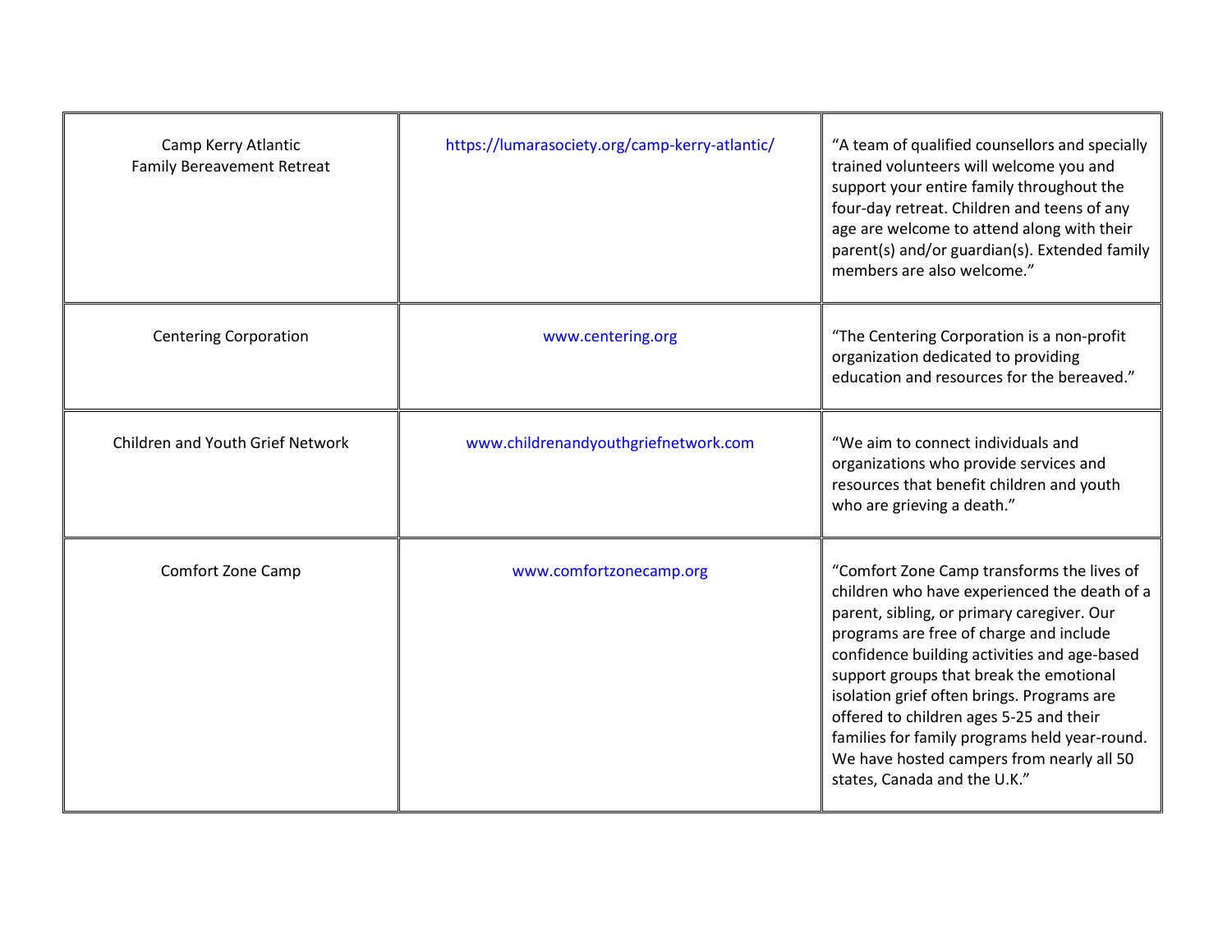| | | |
|---|---|---|
| Camp Kerry Atlantic<br>Family Bereavement Retreat | https://lumarasociety.org/camp-kerry-atlantic/ | “A team of qualified counsellors and specially trained volunteers will welcome you and support your entire family throughout the four-day retreat. Children and teens of any age are welcome to attend along with their parent(s) and/or guardian(s). Extended family members are also welcome.” |
| Centering Corporation | www.centering.org | “The Centering Corporation is a non-profit organization dedicated to providing education and resources for the bereaved.” |
| Children and Youth Grief Network | www.childrenandyouthgriefnetwork.com | “We aim to connect individuals and organizations who provide services and resources that benefit children and youth who are grieving a death.” |
| Comfort Zone Camp | www.comfortzonecamp.org | “Comfort Zone Camp transforms the lives of children who have experienced the death of a parent, sibling, or primary caregiver. Our programs are free of charge and include confidence building activities and age-based support groups that break the emotional isolation grief often brings. Programs are offered to children ages 5-25 and their families for family programs held year-round. We have hosted campers from nearly all 50 states, Canada and the U.K.” |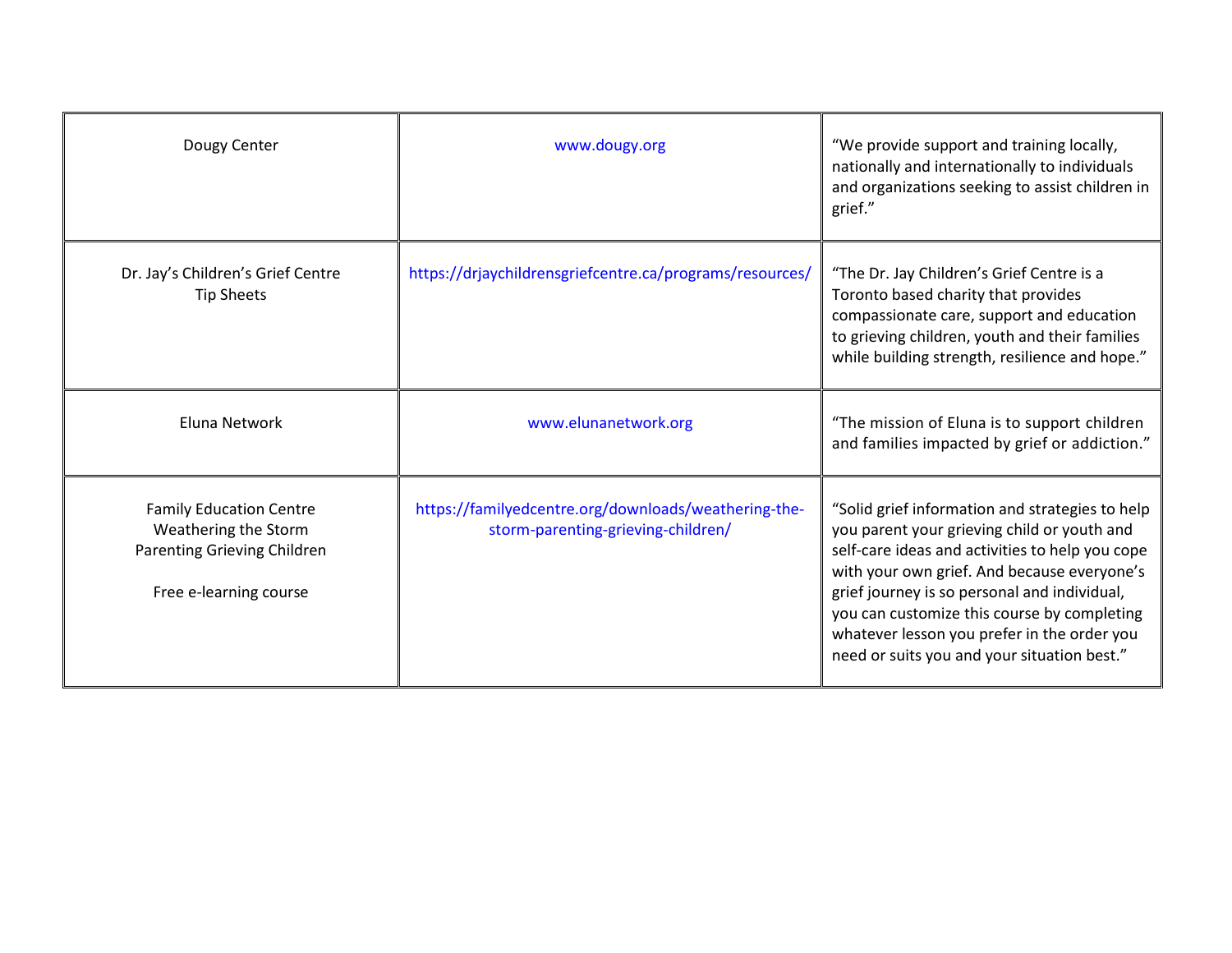| | | |
|---|---|---|
| Dougy Center | www.dougy.org | "We provide support and training locally, nationally and internationally to individuals and organizations seeking to assist children in grief." |
| Dr. Jay's Children's Grief Centre<br>Tip Sheets | https://drjaychildrensgriefcentre.ca/programs/resources/ | "The Dr. Jay Children's Grief Centre is a Toronto based charity that provides compassionate care, support and education to grieving children, youth and their families while building strength, resilience and hope." |
| Eluna Network | www.elunanetwork.org | "The mission of Eluna is to support children and families impacted by grief or addiction." |
| Family Education Centre<br>Weathering the Storm<br>Parenting Grieving Children<br><br>Free e-learning course | https://familyedcentre.org/downloads/weathering-the-storm-parenting-grieving-children/ | "Solid grief information and strategies to help you parent your grieving child or youth and self-care ideas and activities to help you cope with your own grief. And because everyone's grief journey is so personal and individual, you can customize this course by completing whatever lesson you prefer in the order you need or suits you and your situation best." |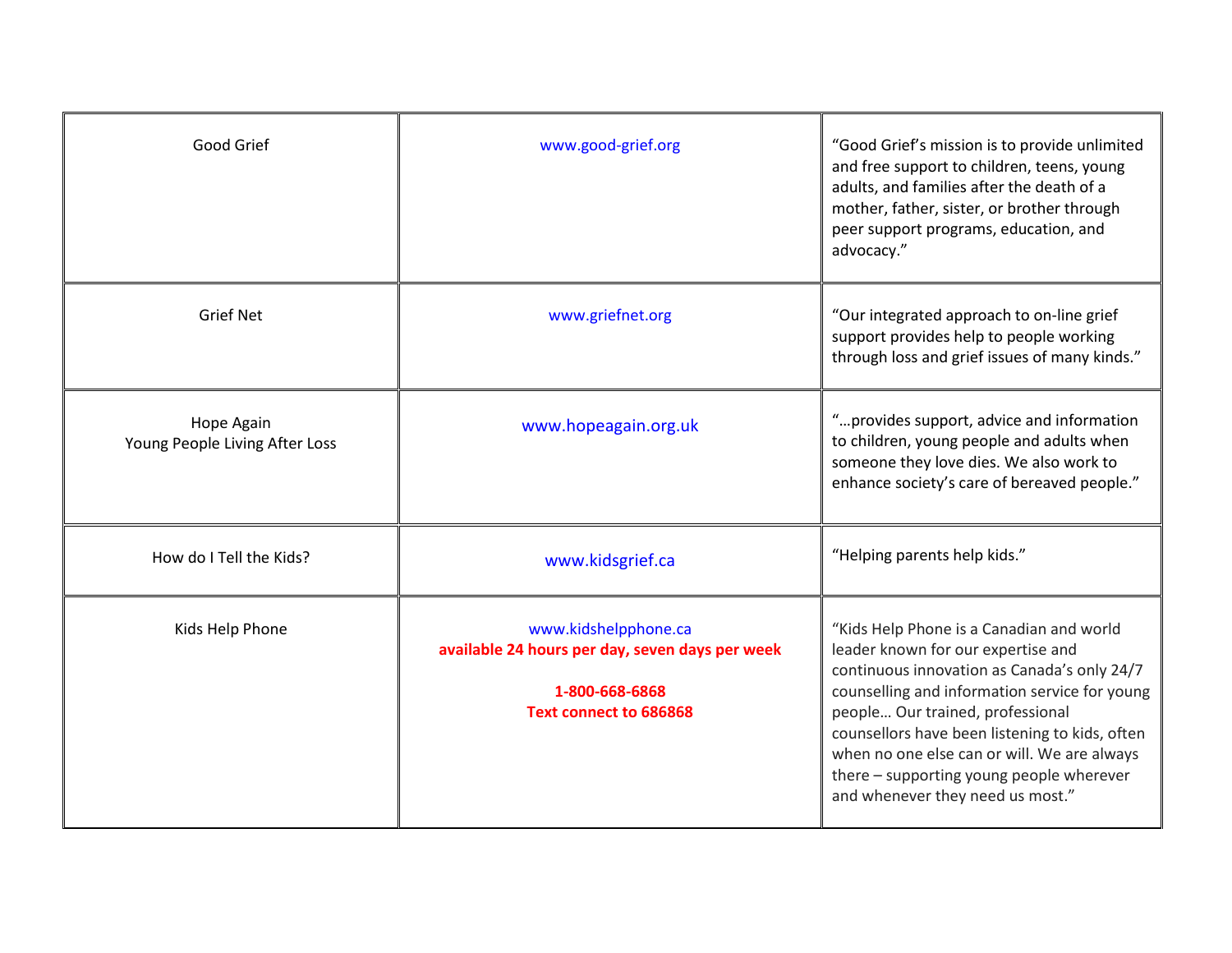| | | |
|---|---|---|
| Good Grief | www.good-grief.org | "Good Grief's mission is to provide unlimited and free support to children, teens, young adults, and families after the death of a mother, father, sister, or brother through peer support programs, education, and advocacy." |
| Grief Net | www.griefnet.org | "Our integrated approach to on-line grief support provides help to people working through loss and grief issues of many kinds." |
| Hope Again<br>Young People Living After Loss | www.hopeagain.org.uk | "…provides support, advice and information to children, young people and adults when someone they love dies. We also work to enhance society's care of bereaved people." |
| How do I Tell the Kids? | www.kidsgrief.ca | "Helping parents help kids." |
| Kids Help Phone | www.kidshelpphone.ca<br>**available 24 hours per day, seven days per week**<br><br>**1-800-668-6868**<br>**Text connect to 686868** | "Kids Help Phone is a Canadian and world leader known for our expertise and continuous innovation as Canada's only 24/7 counselling and information service for young people… Our trained, professional counsellors have been listening to kids, often when no one else can or will. We are always there – supporting young people wherever and whenever they need us most." |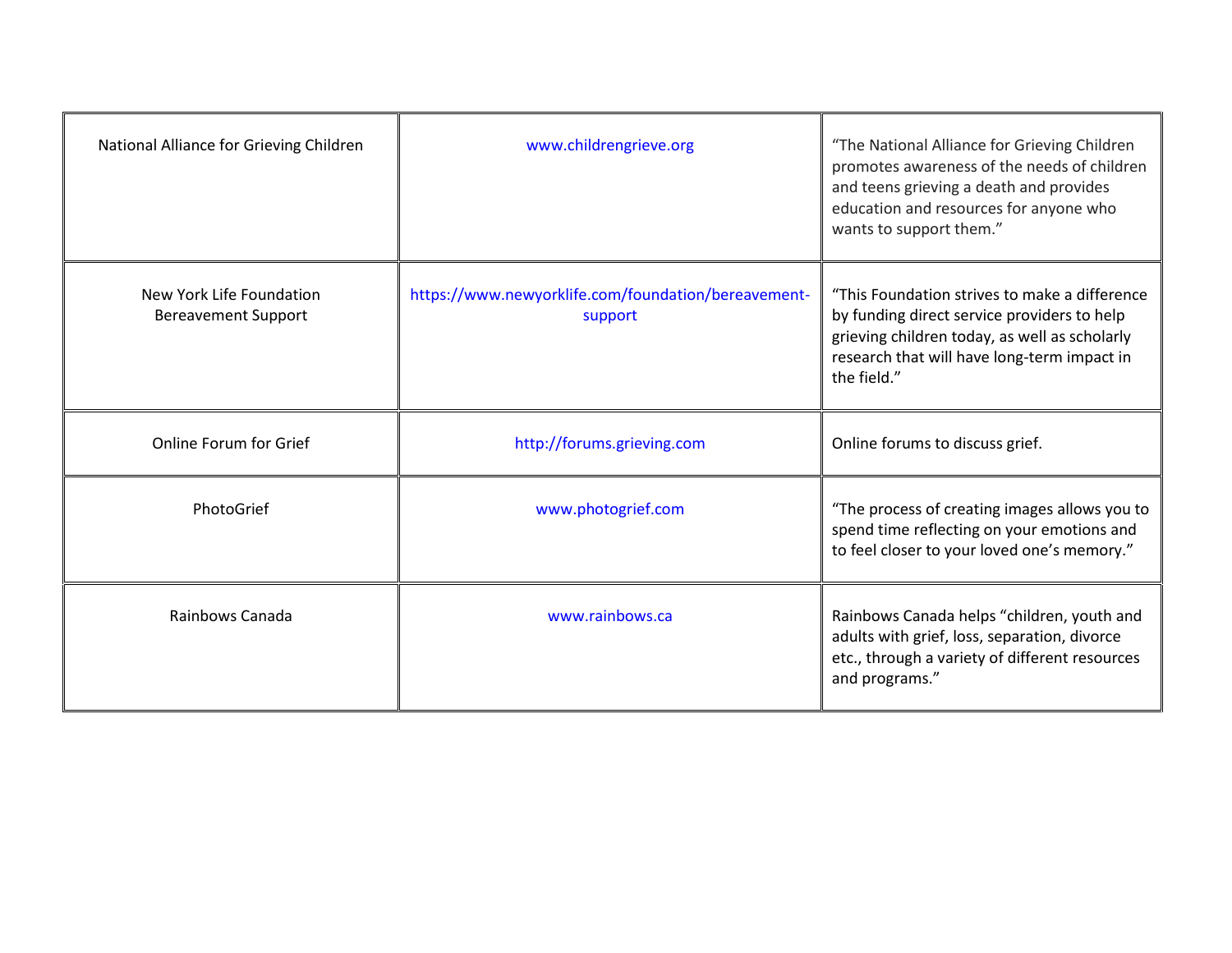| | | |
|---|---|---|
| National Alliance for Grieving Children | www.childrengrieve.org | "The National Alliance for Grieving Children promotes awareness of the needs of children and teens grieving a death and provides education and resources for anyone who wants to support them." |
| New York Life Foundation Bereavement Support | https://www.newyorklife.com/foundation/bereavement-support | "This Foundation strives to make a difference by funding direct service providers to help grieving children today, as well as scholarly research that will have long-term impact in the field." |
| Online Forum for Grief | http://forums.grieving.com | Online forums to discuss grief. |
| PhotoGrief | www.photogrief.com | "The process of creating images allows you to spend time reflecting on your emotions and to feel closer to your loved one's memory." |
| Rainbows Canada | www.rainbows.ca | Rainbows Canada helps "children, youth and adults with grief, loss, separation, divorce etc., through a variety of different resources and programs." |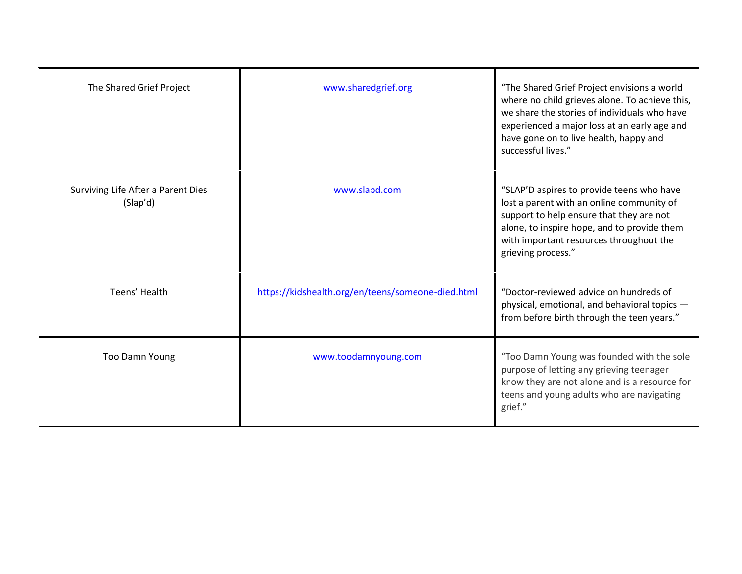| | | |
|---|---|---|
| The Shared Grief Project | www.sharedgrief.org | "The Shared Grief Project envisions a world where no child grieves alone. To achieve this, we share the stories of individuals who have experienced a major loss at an early age and have gone on to live health, happy and successful lives." |
| Surviving Life After a Parent Dies (Slap'd) | www.slapd.com | "SLAP'D aspires to provide teens who have lost a parent with an online community of support to help ensure that they are not alone, to inspire hope, and to provide them with important resources throughout the grieving process." |
| Teens' Health | https://kidshealth.org/en/teens/someone-died.html | "Doctor-reviewed advice on hundreds of physical, emotional, and behavioral topics — from before birth through the teen years." |
| Too Damn Young | www.toodamnyoung.com | "Too Damn Young was founded with the sole purpose of letting any grieving teenager know they are not alone and is a resource for teens and young adults who are navigating grief." |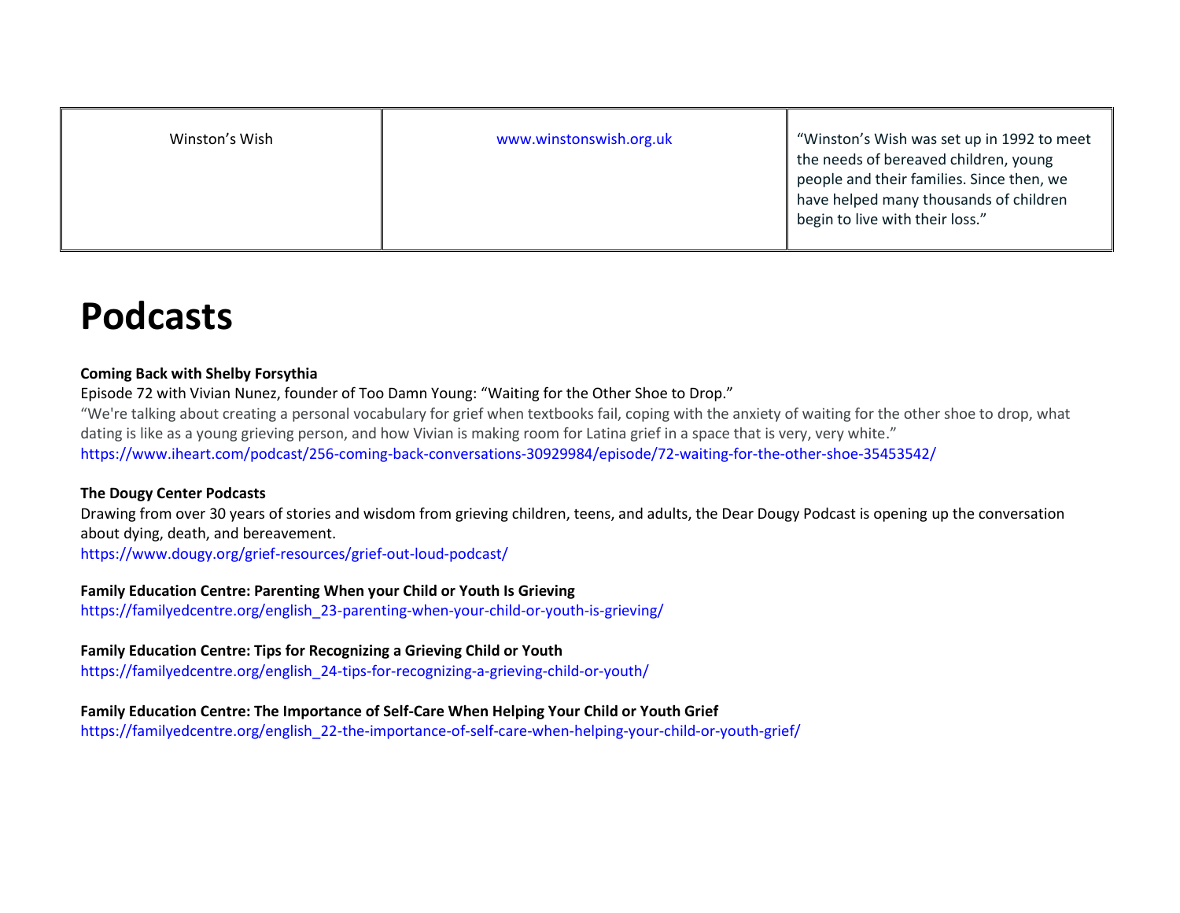| | | |
|---|---|---|
| Winston's Wish | www.winstonswish.org.uk | "Winston's Wish was set up in 1992 to meet the needs of bereaved children, young people and their families. Since then, we have helped many thousands of children begin to live with their loss." |

# Podcasts

**Coming Back with Shelby Forsythia**
Episode 72 with Vivian Nunez, founder of Too Damn Young: "Waiting for the Other Shoe to Drop."
"We're talking about creating a personal vocabulary for grief when textbooks fail, coping with the anxiety of waiting for the other shoe to drop, what dating is like as a young grieving person, and how Vivian is making room for Latina grief in a space that is very, very white."
https://www.iheart.com/podcast/256-coming-back-conversations-30929984/episode/72-waiting-for-the-other-shoe-35453542/

**The Dougy Center Podcasts**
Drawing from over 30 years of stories and wisdom from grieving children, teens, and adults, the Dear Dougy Podcast is opening up the conversation about dying, death, and bereavement.
https://www.dougy.org/grief-resources/grief-out-loud-podcast/

**Family Education Centre: Parenting When your Child or Youth Is Grieving**
https://familyedcentre.org/english_23-parenting-when-your-child-or-youth-is-grieving/

**Family Education Centre: Tips for Recognizing a Grieving Child or Youth**
https://familyedcentre.org/english_24-tips-for-recognizing-a-grieving-child-or-youth/

**Family Education Centre: The Importance of Self-Care When Helping Your Child or Youth Grief**
https://familyedcentre.org/english_22-the-importance-of-self-care-when-helping-your-child-or-youth-grief/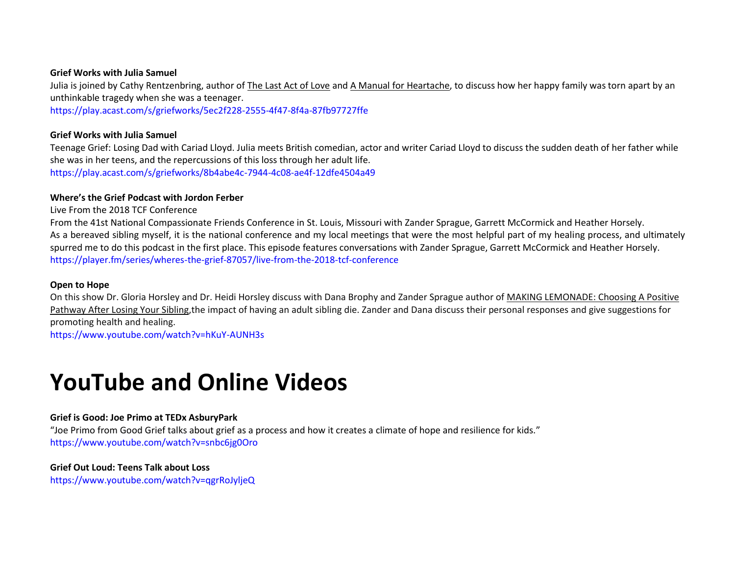**Grief Works with Julia Samuel**

Julia is joined by Cathy Rentzenbring, author of The Last Act of Love and A Manual for Heartache, to discuss how her happy family was torn apart by an unthinkable tragedy when she was a teenager.

https://play.acast.com/s/griefworks/5ec2f228-2555-4f47-8f4a-87fb97727ffe

**Grief Works with Julia Samuel**

Teenage Grief: Losing Dad with Cariad Lloyd. Julia meets British comedian, actor and writer Cariad Lloyd to discuss the sudden death of her father while she was in her teens, and the repercussions of this loss through her adult life.

https://play.acast.com/s/griefworks/8b4abe4c-7944-4c08-ae4f-12dfe4504a49

**Where's the Grief Podcast with Jordon Ferber**

Live From the 2018 TCF Conference

From the 41st National Compassionate Friends Conference in St. Louis, Missouri with Zander Sprague, Garrett McCormick and Heather Horsely.

As a bereaved sibling myself, it is the national conference and my local meetings that were the most helpful part of my healing process, and ultimately spurred me to do this podcast in the first place. This episode features conversations with Zander Sprague, Garrett McCormick and Heather Horsely.

https://player.fm/series/wheres-the-grief-87057/live-from-the-2018-tcf-conference

**Open to Hope**

On this show Dr. Gloria Horsley and Dr. Heidi Horsley discuss with Dana Brophy and Zander Sprague author of MAKING LEMONADE: Choosing A Positive Pathway After Losing Your Sibling,the impact of having an adult sibling die. Zander and Dana discuss their personal responses and give suggestions for promoting health and healing.

https://www.youtube.com/watch?v=hKuY-AUNH3s

# YouTube and Online Videos

**Grief is Good: Joe Primo at TEDx AsburyPark**

"Joe Primo from Good Grief talks about grief as a process and how it creates a climate of hope and resilience for kids."

https://www.youtube.com/watch?v=snbc6jg0Oro

**Grief Out Loud: Teens Talk about Loss**

https://www.youtube.com/watch?v=qgrRoJyljeQ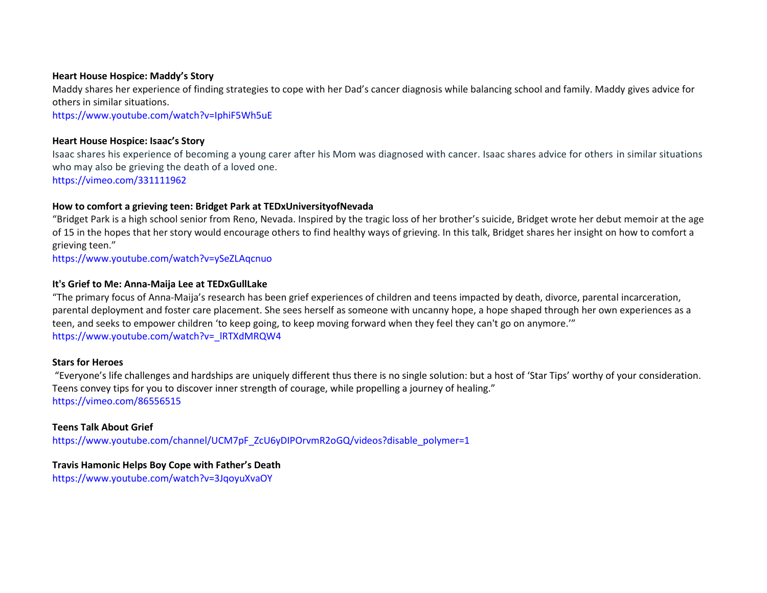**Heart House Hospice: Maddy's Story**
Maddy shares her experience of finding strategies to cope with her Dad's cancer diagnosis while balancing school and family. Maddy gives advice for others in similar situations.
https://www.youtube.com/watch?v=IphiF5Wh5uE

**Heart House Hospice: Isaac's Story**
Isaac shares his experience of becoming a young carer after his Mom was diagnosed with cancer. Isaac shares advice for others in similar situations who may also be grieving the death of a loved one.
https://vimeo.com/331111962

**How to comfort a grieving teen: Bridget Park at TEDxUniversityofNevada**
"Bridget Park is a high school senior from Reno, Nevada. Inspired by the tragic loss of her brother's suicide, Bridget wrote her debut memoir at the age of 15 in the hopes that her story would encourage others to find healthy ways of grieving. In this talk, Bridget shares her insight on how to comfort a grieving teen."
https://www.youtube.com/watch?v=ySeZLAqcnuo

**It's Grief to Me: Anna-Maija Lee at TEDxGullLake**
"The primary focus of Anna-Maija's research has been grief experiences of children and teens impacted by death, divorce, parental incarceration, parental deployment and foster care placement. She sees herself as someone with uncanny hope, a hope shaped through her own experiences as a teen, and seeks to empower children 'to keep going, to keep moving forward when they feel they can't go on anymore.'"
https://www.youtube.com/watch?v=_lRTXdMRQW4

**Stars for Heroes**
"Everyone's life challenges and hardships are uniquely different thus there is no single solution: but a host of 'Star Tips' worthy of your consideration. Teens convey tips for you to discover inner strength of courage, while propelling a journey of healing."
https://vimeo.com/86556515

**Teens Talk About Grief**
https://www.youtube.com/channel/UCM7pF_ZcU6yDIPOrvmR2oGQ/videos?disable_polymer=1

**Travis Hamonic Helps Boy Cope with Father's Death**
https://www.youtube.com/watch?v=3JqoyuXvaOY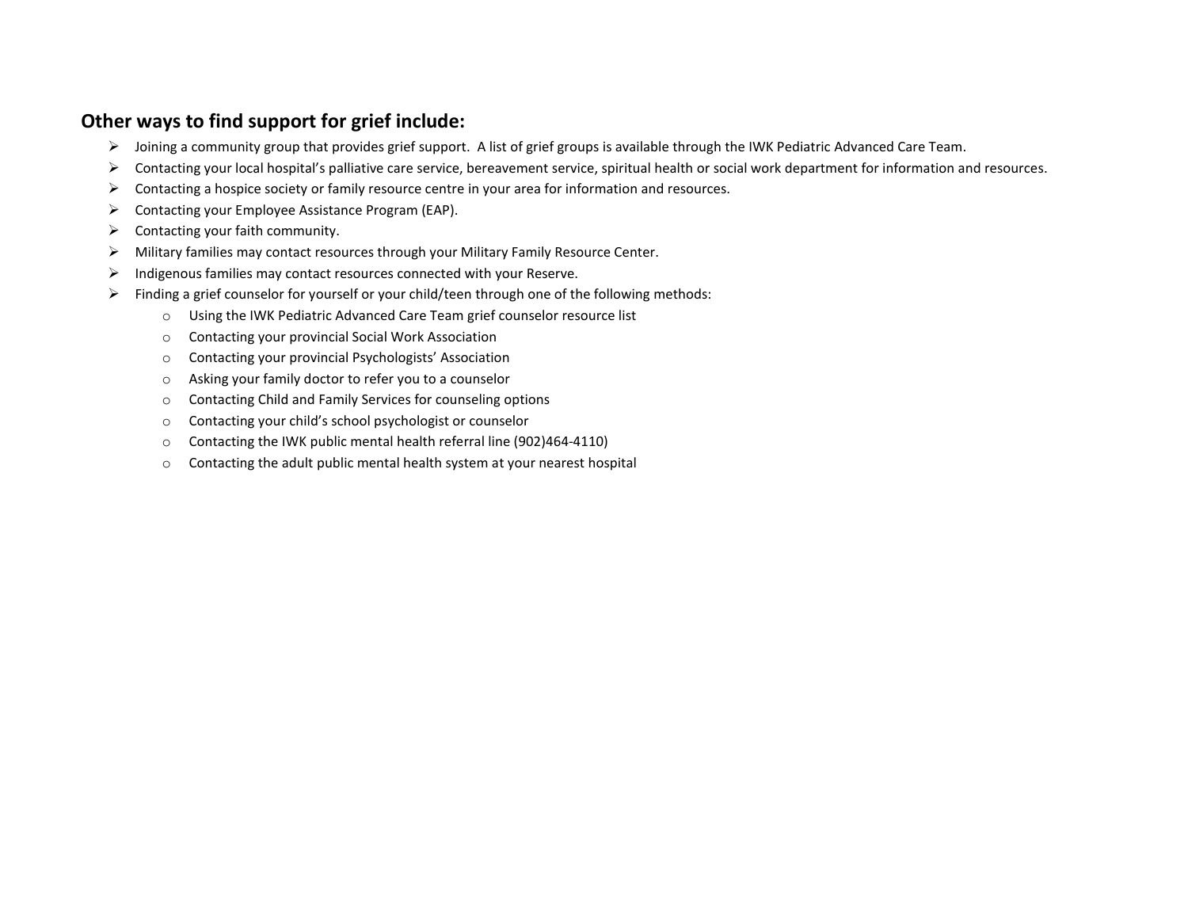**Other ways to find support for grief include:**

- Joining a community group that provides grief support. A list of grief groups is available through the IWK Pediatric Advanced Care Team.
- Contacting your local hospital's palliative care service, bereavement service, spiritual health or social work department for information and resources.
- Contacting a hospice society or family resource centre in your area for information and resources.
- Contacting your Employee Assistance Program (EAP).
- Contacting your faith community.
- Military families may contact resources through your Military Family Resource Center.
- Indigenous families may contact resources connected with your Reserve.
- Finding a grief counselor for yourself or your child/teen through one of the following methods:
  - Using the IWK Pediatric Advanced Care Team grief counselor resource list
  - Contacting your provincial Social Work Association
  - Contacting your provincial Psychologists' Association
  - Asking your family doctor to refer you to a counselor
  - Contacting Child and Family Services for counseling options
  - Contacting your child's school psychologist or counselor
  - Contacting the IWK public mental health referral line (902)464-4110)
  - Contacting the adult public mental health system at your nearest hospital